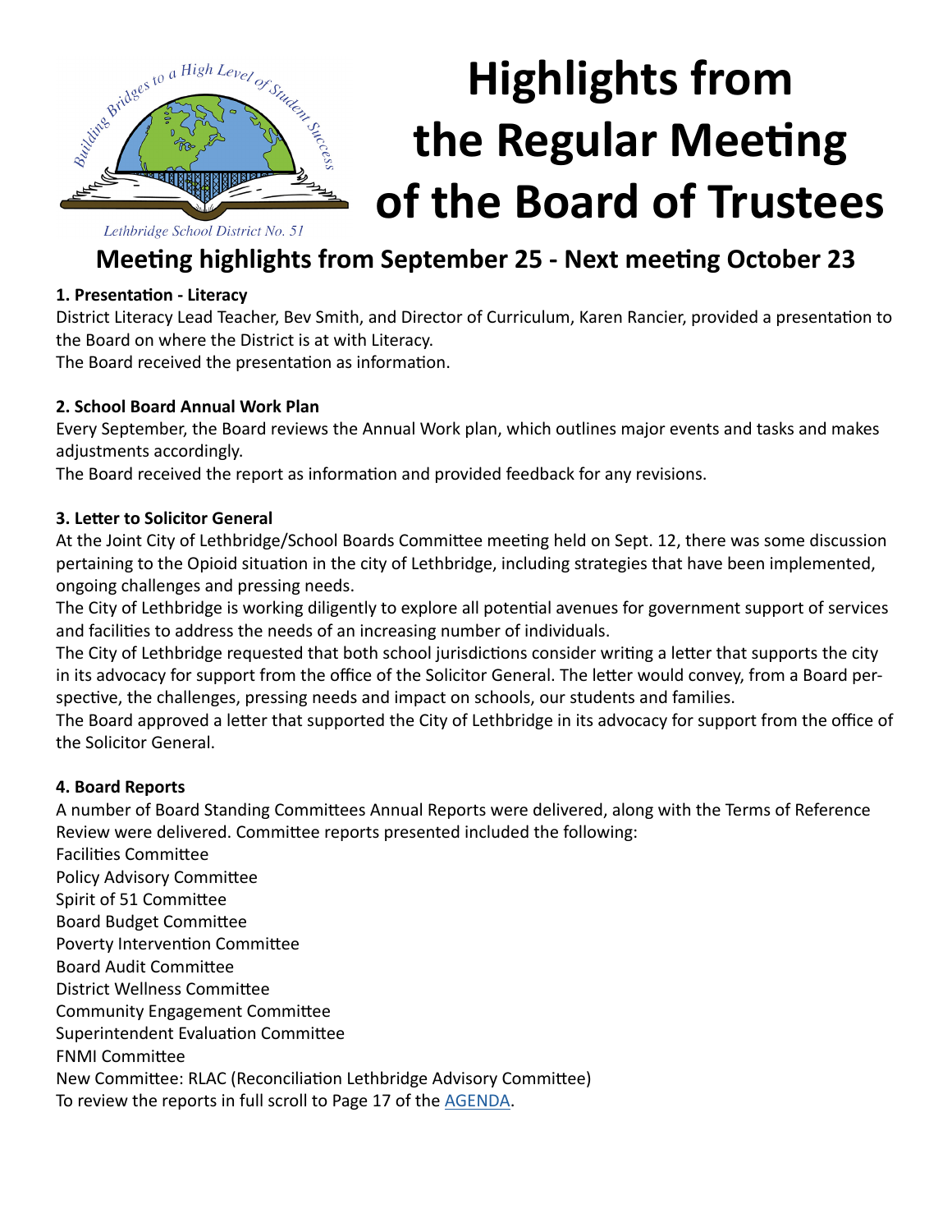# Highlights from the Regular Meeting of the Board of Trustees

Lethbridge School District No. 51

## Meeting highlights from September 25 - Next meeting October 23

**1. Presentation - Literacy**

District Literacy Lead Teacher, Bev Smith, and Director of Curriculum, Karen Rancier, provided a presentation to the Board on where the District is at with Literacy.
The Board received the presentation as information.

**2. School Board Annual Work Plan**

Every September, the Board reviews the Annual Work plan, which outlines major events and tasks and makes adjustments accordingly.
The Board received the report as information and provided feedback for any revisions.

**3. Letter to Solicitor General**

At the Joint City of Lethbridge/School Boards Committee meeting held on Sept. 12, there was some discussion pertaining to the Opioid situation in the city of Lethbridge, including strategies that have been implemented, ongoing challenges and pressing needs.
The City of Lethbridge is working diligently to explore all potential avenues for government support of services and facilities to address the needs of an increasing number of individuals.
The City of Lethbridge requested that both school jurisdictions consider writing a letter that supports the city in its advocacy for support from the office of the Solicitor General. The letter would convey, from a Board perspective, the challenges, pressing needs and impact on schools, our students and families.
The Board approved a letter that supported the City of Lethbridge in its advocacy for support from the office of the Solicitor General.

**4. Board Reports**

A number of Board Standing Committees Annual Reports were delivered, along with the Terms of Reference Review were delivered. Committee reports presented included the following:
Facilities Committee
Policy Advisory Committee
Spirit of 51 Committee
Board Budget Committee
Poverty Intervention Committee
Board Audit Committee
District Wellness Committee
Community Engagement Committee
Superintendent Evaluation Committee
FNMI Committee
New Committee: RLAC (Reconciliation Lethbridge Advisory Committee)
To review the reports in full scroll to Page 17 of the AGENDA.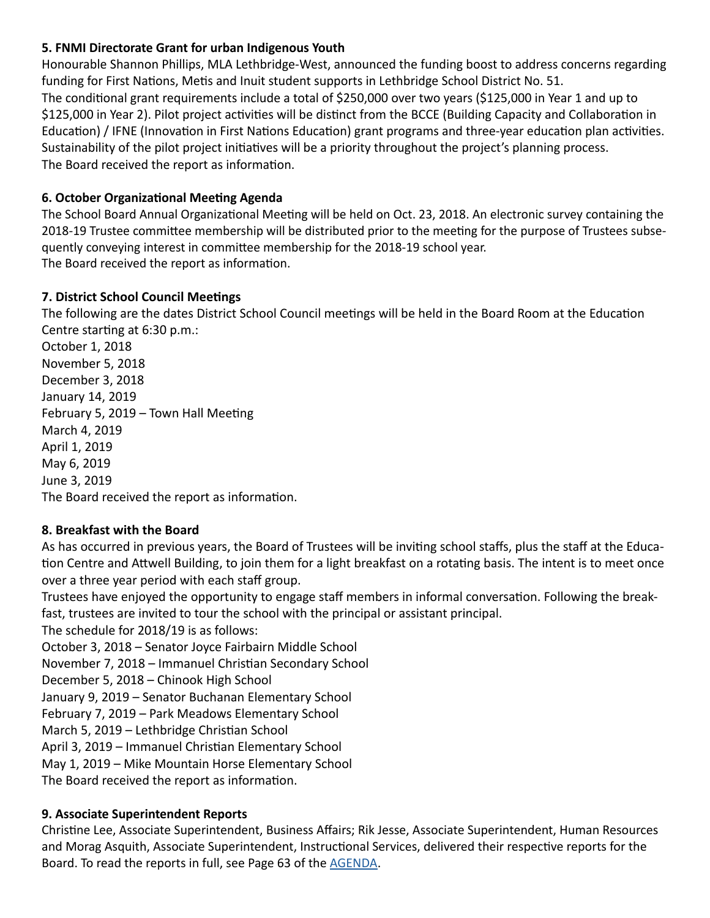**5. FNMI Directorate Grant for urban Indigenous Youth**

Honourable Shannon Phillips, MLA Lethbridge-West, announced the funding boost to address concerns regarding funding for First Nations, Metis and Inuit student supports in Lethbridge School District No. 51.

The conditional grant requirements include a total of $250,000 over two years ($125,000 in Year 1 and up to $125,000 in Year 2). Pilot project activities will be distinct from the BCCE (Building Capacity and Collaboration in Education) / IFNE (Innovation in First Nations Education) grant programs and three-year education plan activities. Sustainability of the pilot project initiatives will be a priority throughout the project's planning process.

The Board received the report as information.

**6. October Organizational Meeting Agenda**

The School Board Annual Organizational Meeting will be held on Oct. 23, 2018. An electronic survey containing the 2018-19 Trustee committee membership will be distributed prior to the meeting for the purpose of Trustees subsequently conveying interest in committee membership for the 2018-19 school year.

The Board received the report as information.

**7. District School Council Meetings**

The following are the dates District School Council meetings will be held in the Board Room at the Education Centre starting at 6:30 p.m.:

October 1, 2018
November 5, 2018
December 3, 2018
January 14, 2019
February 5, 2019 – Town Hall Meeting
March 4, 2019
April 1, 2019
May 6, 2019
June 3, 2019

The Board received the report as information.

**8. Breakfast with the Board**

As has occurred in previous years, the Board of Trustees will be inviting school staffs, plus the staff at the Education Centre and Attwell Building, to join them for a light breakfast on a rotating basis. The intent is to meet once over a three year period with each staff group.

Trustees have enjoyed the opportunity to engage staff members in informal conversation. Following the breakfast, trustees are invited to tour the school with the principal or assistant principal.

The schedule for 2018/19 is as follows:

October 3, 2018 – Senator Joyce Fairbairn Middle School
November 7, 2018 – Immanuel Christian Secondary School
December 5, 2018 – Chinook High School
January 9, 2019 – Senator Buchanan Elementary School
February 7, 2019 – Park Meadows Elementary School
March 5, 2019 – Lethbridge Christian School
April 3, 2019 – Immanuel Christian Elementary School
May 1, 2019 – Mike Mountain Horse Elementary School

The Board received the report as information.

**9. Associate Superintendent Reports**

Christine Lee, Associate Superintendent, Business Affairs; Rik Jesse, Associate Superintendent, Human Resources and Morag Asquith, Associate Superintendent, Instructional Services, delivered their respective reports for the Board. To read the reports in full, see Page 63 of the AGENDA.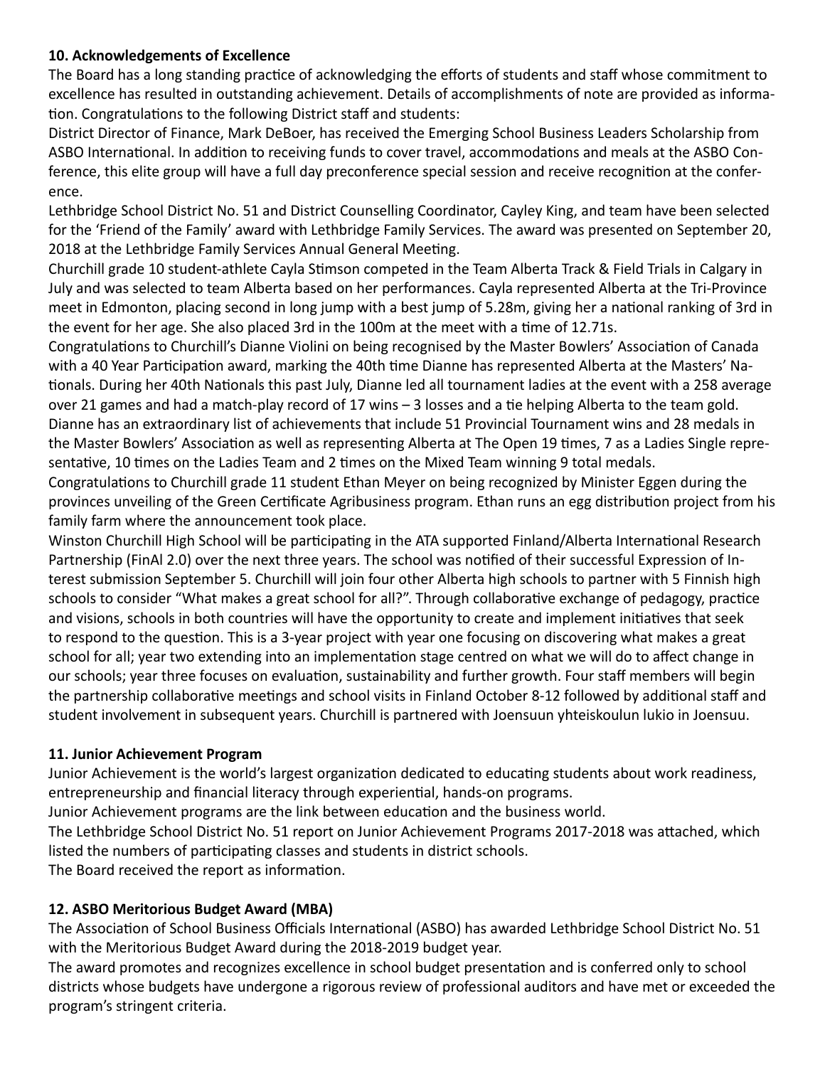### 10. Acknowledgements of Excellence

The Board has a long standing practice of acknowledging the efforts of students and staff whose commitment to excellence has resulted in outstanding achievement. Details of accomplishments of note are provided as information. Congratulations to the following District staff and students:

District Director of Finance, Mark DeBoer, has received the Emerging School Business Leaders Scholarship from ASBO International. In addition to receiving funds to cover travel, accommodations and meals at the ASBO Conference, this elite group will have a full day preconference special session and receive recognition at the conference.

Lethbridge School District No. 51 and District Counselling Coordinator, Cayley King, and team have been selected for the 'Friend of the Family' award with Lethbridge Family Services. The award was presented on September 20, 2018 at the Lethbridge Family Services Annual General Meeting.

Churchill grade 10 student-athlete Cayla Stimson competed in the Team Alberta Track & Field Trials in Calgary in July and was selected to team Alberta based on her performances. Cayla represented Alberta at the Tri-Province meet in Edmonton, placing second in long jump with a best jump of 5.28m, giving her a national ranking of 3rd in the event for her age. She also placed 3rd in the 100m at the meet with a time of 12.71s.

Congratulations to Churchill's Dianne Violini on being recognised by the Master Bowlers' Association of Canada with a 40 Year Participation award, marking the 40th time Dianne has represented Alberta at the Masters' Nationals. During her 40th Nationals this past July, Dianne led all tournament ladies at the event with a 258 average over 21 games and had a match-play record of 17 wins – 3 losses and a tie helping Alberta to the team gold. Dianne has an extraordinary list of achievements that include 51 Provincial Tournament wins and 28 medals in the Master Bowlers' Association as well as representing Alberta at The Open 19 times, 7 as a Ladies Single representative, 10 times on the Ladies Team and 2 times on the Mixed Team winning 9 total medals.

Congratulations to Churchill grade 11 student Ethan Meyer on being recognized by Minister Eggen during the provinces unveiling of the Green Certificate Agribusiness program. Ethan runs an egg distribution project from his family farm where the announcement took place.

Winston Churchill High School will be participating in the ATA supported Finland/Alberta International Research Partnership (FinAl 2.0) over the next three years. The school was notified of their successful Expression of Interest submission September 5. Churchill will join four other Alberta high schools to partner with 5 Finnish high schools to consider "What makes a great school for all?". Through collaborative exchange of pedagogy, practice and visions, schools in both countries will have the opportunity to create and implement initiatives that seek to respond to the question. This is a 3-year project with year one focusing on discovering what makes a great school for all; year two extending into an implementation stage centred on what we will do to affect change in our schools; year three focuses on evaluation, sustainability and further growth. Four staff members will begin the partnership collaborative meetings and school visits in Finland October 8-12 followed by additional staff and student involvement in subsequent years. Churchill is partnered with Joensuun yhteiskoulun lukio in Joensuu.

### 11. Junior Achievement Program

Junior Achievement is the world's largest organization dedicated to educating students about work readiness, entrepreneurship and financial literacy through experiential, hands-on programs.

Junior Achievement programs are the link between education and the business world.

The Lethbridge School District No. 51 report on Junior Achievement Programs 2017-2018 was attached, which listed the numbers of participating classes and students in district schools.

The Board received the report as information.

### 12. ASBO Meritorious Budget Award (MBA)

The Association of School Business Officials International (ASBO) has awarded Lethbridge School District No. 51 with the Meritorious Budget Award during the 2018-2019 budget year.

The award promotes and recognizes excellence in school budget presentation and is conferred only to school districts whose budgets have undergone a rigorous review of professional auditors and have met or exceeded the program's stringent criteria.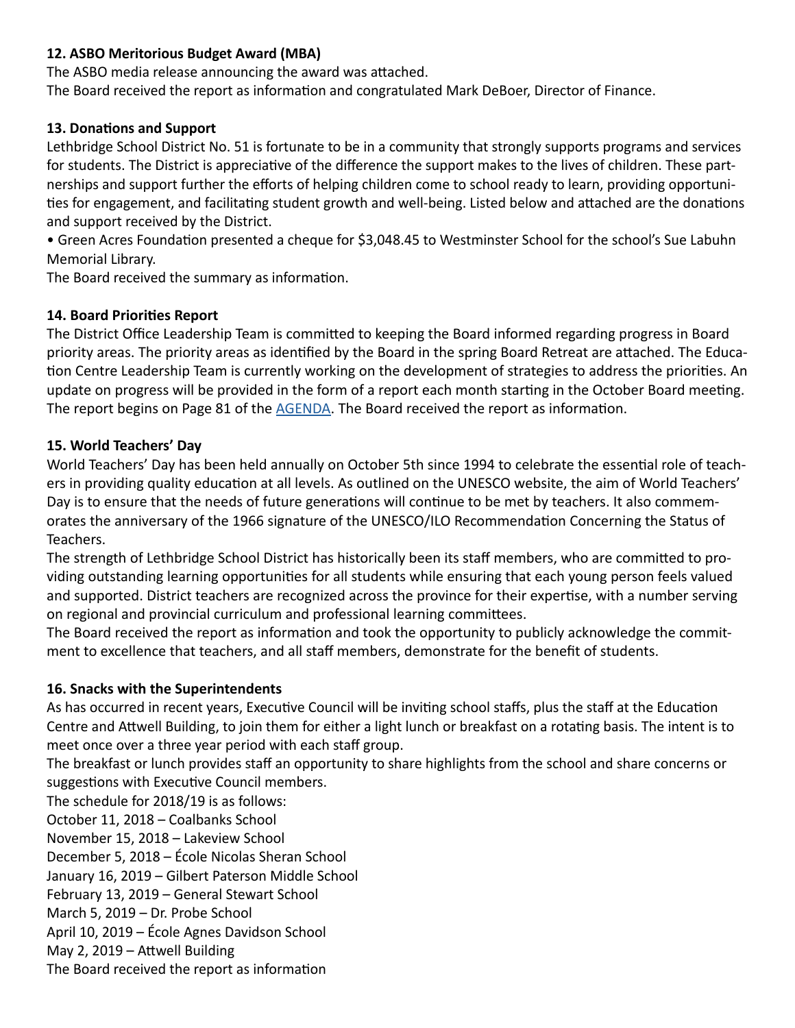**12. ASBO Meritorious Budget Award (MBA)**

The ASBO media release announcing the award was attached.

The Board received the report as information and congratulated Mark DeBoer, Director of Finance.

**13. Donations and Support**

Lethbridge School District No. 51 is fortunate to be in a community that strongly supports programs and services for students. The District is appreciative of the difference the support makes to the lives of children. These partnerships and support further the efforts of helping children come to school ready to learn, providing opportunities for engagement, and facilitating student growth and well-being. Listed below and attached are the donations and support received by the District.

• Green Acres Foundation presented a cheque for $3,048.45 to Westminster School for the school's Sue Labuhn Memorial Library.

The Board received the summary as information.

**14. Board Priorities Report**

The District Office Leadership Team is committed to keeping the Board informed regarding progress in Board priority areas. The priority areas as identified by the Board in the spring Board Retreat are attached. The Education Centre Leadership Team is currently working on the development of strategies to address the priorities. An update on progress will be provided in the form of a report each month starting in the October Board meeting. The report begins on Page 81 of the AGENDA. The Board received the report as information.

**15. World Teachers' Day**

World Teachers' Day has been held annually on October 5th since 1994 to celebrate the essential role of teachers in providing quality education at all levels. As outlined on the UNESCO website, the aim of World Teachers' Day is to ensure that the needs of future generations will continue to be met by teachers. It also commemorates the anniversary of the 1966 signature of the UNESCO/ILO Recommendation Concerning the Status of Teachers.

The strength of Lethbridge School District has historically been its staff members, who are committed to providing outstanding learning opportunities for all students while ensuring that each young person feels valued and supported. District teachers are recognized across the province for their expertise, with a number serving on regional and provincial curriculum and professional learning committees.

The Board received the report as information and took the opportunity to publicly acknowledge the commitment to excellence that teachers, and all staff members, demonstrate for the benefit of students.

**16. Snacks with the Superintendents**

As has occurred in recent years, Executive Council will be inviting school staffs, plus the staff at the Education Centre and Attwell Building, to join them for either a light lunch or breakfast on a rotating basis. The intent is to meet once over a three year period with each staff group.

The breakfast or lunch provides staff an opportunity to share highlights from the school and share concerns or suggestions with Executive Council members.

The schedule for 2018/19 is as follows:

October 11, 2018 – Coalbanks School
November 15, 2018 – Lakeview School
December 5, 2018 – École Nicolas Sheran School
January 16, 2019 – Gilbert Paterson Middle School
February 13, 2019 – General Stewart School
March 5, 2019 – Dr. Probe School
April 10, 2019 – École Agnes Davidson School
May 2, 2019 – Attwell Building

The Board received the report as information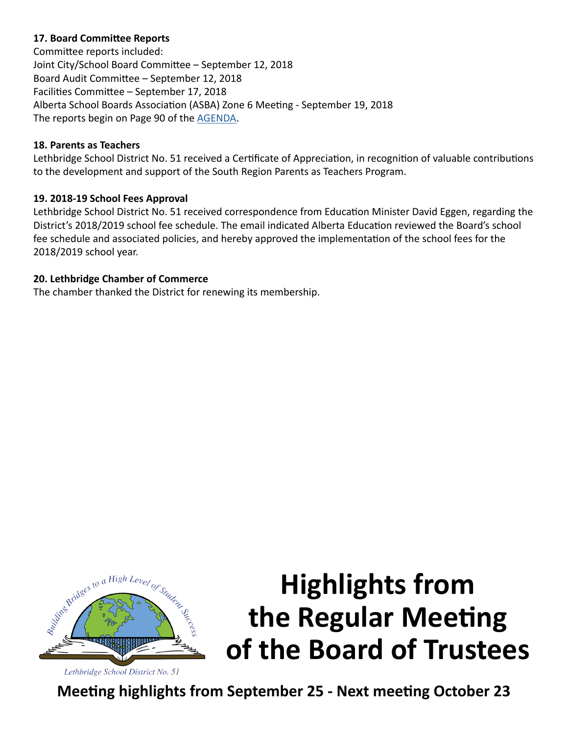**17. Board Committee Reports**

Committee reports included:
Joint City/School Board Committee – September 12, 2018
Board Audit Committee – September 12, 2018
Facilities Committee – September 17, 2018
Alberta School Boards Association (ASBA) Zone 6 Meeting - September 19, 2018
The reports begin on Page 90 of the AGENDA.

**18. Parents as Teachers**

Lethbridge School District No. 51 received a Certificate of Appreciation, in recognition of valuable contributions to the development and support of the South Region Parents as Teachers Program.

**19. 2018-19 School Fees Approval**

Lethbridge School District No. 51 received correspondence from Education Minister David Eggen, regarding the District's 2018/2019 school fee schedule. The email indicated Alberta Education reviewed the Board's school fee schedule and associated policies, and hereby approved the implementation of the school fees for the 2018/2019 school year.

**20. Lethbridge Chamber of Commerce**

The chamber thanked the District for renewing its membership.

Building Bridges to a High Level of Student Success

Lethbridge School District No. 51

# Highlights from the Regular Meeting of the Board of Trustees

**Meeting highlights from September 25 - Next meeting October 23**